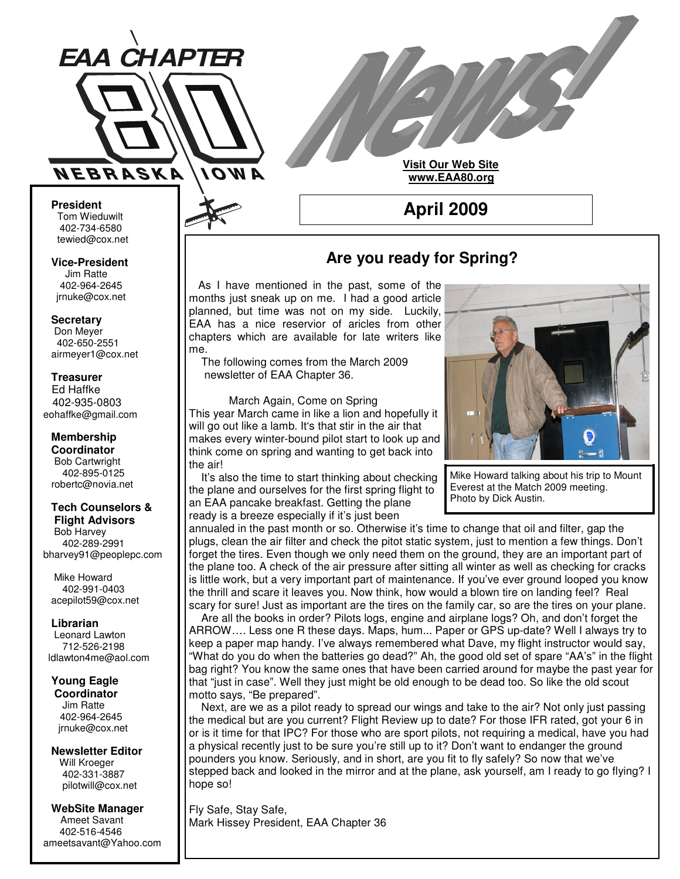# EAA CHAPTER 80 NEBRASKA IOWA

# News!

**Visit Our Web Site**
**www.EAA80.org**

## April 2009

**President**
Tom Wieduwilt
402-734-6580
tewied@cox.net

**Vice-President**
Jim Ratte
402-964-2645
jrnuke@cox.net

**Secretary**
Don Meyer
402-650-2551
airmeyer1@cox.net

**Treasurer**
Ed Haffke
402-935-0803
eohaffke@gmail.com

**Membership Coordinator**
Bob Cartwright
402-895-0125
robertc@novia.net

**Tech Counselors & Flight Advisors**
Bob Harvey
402-289-2991
bharvey91@peoplepc.com

Mike Howard
402-991-0403
acepilot59@cox.net

**Librarian**
Leonard Lawton
712-526-2198
ldlawton4me@aol.com

**Young Eagle Coordinator**
Jim Ratte
402-964-2645
jrnuke@cox.net

**Newsletter Editor**
Will Kroeger
402-331-3887
pilotwill@cox.net

**WebSite Manager**
Ameet Savant
402-516-4546
ameetsavant@Yahoo.com

## Are you ready for Spring?

As I have mentioned in the past, some of the months just sneak up on me. I had a good article planned, but time was not on my side. Luckily, EAA has a nice reservior of aricles from other chapters which are available for late writers like me.

The following comes from the March 2009 newsletter of EAA Chapter 36.

March Again, Come on Spring

This year March came in like a lion and hopefully it will go out like a lamb. It's that stir in the air that makes every winter-bound pilot start to look up and think come on spring and wanting to get back into the air!

Mike Howard talking about his trip to Mount Everest at the Match 2009 meeting. Photo by Dick Austin.

It's also the time to start thinking about checking the plane and ourselves for the first spring flight to an EAA pancake breakfast. Getting the plane ready is a breeze especially if it's just been annualed in the past month or so. Otherwise it's time to change that oil and filter, gap the plugs, clean the air filter and check the pitot static system, just to mention a few things. Don't forget the tires. Even though we only need them on the ground, they are an important part of the plane too. A check of the air pressure after sitting all winter as well as checking for cracks is little work, but a very important part of maintenance. If you've ever ground looped you know the thrill and scare it leaves you. Now think, how would a blown tire on landing feel? Real scary for sure! Just as important are the tires on the family car, so are the tires on your plane.

Are all the books in order? Pilots logs, engine and airplane logs? Oh, and don't forget the ARROW…. Less one R these days. Maps, hum... Paper or GPS up-date? Well I always try to keep a paper map handy. I've always remembered what Dave, my flight instructor would say, "What do you do when the batteries go dead?" Ah, the good old set of spare "AA's" in the flight bag right? You know the same ones that have been carried around for maybe the past year for that "just in case". Well they just might be old enough to be dead too. So like the old scout motto says, "Be prepared".

Next, are we as a pilot ready to spread our wings and take to the air? Not only just passing the medical but are you current? Flight Review up to date? For those IFR rated, got your 6 in or is it time for that IPC? For those who are sport pilots, not requiring a medical, have you had a physical recently just to be sure you're still up to it? Don't want to endanger the ground pounders you know. Seriously, and in short, are you fit to fly safely? So now that we've stepped back and looked in the mirror and at the plane, ask yourself, am I ready to go flying? I hope so!

Fly Safe, Stay Safe,
Mark Hissey President, EAA Chapter 36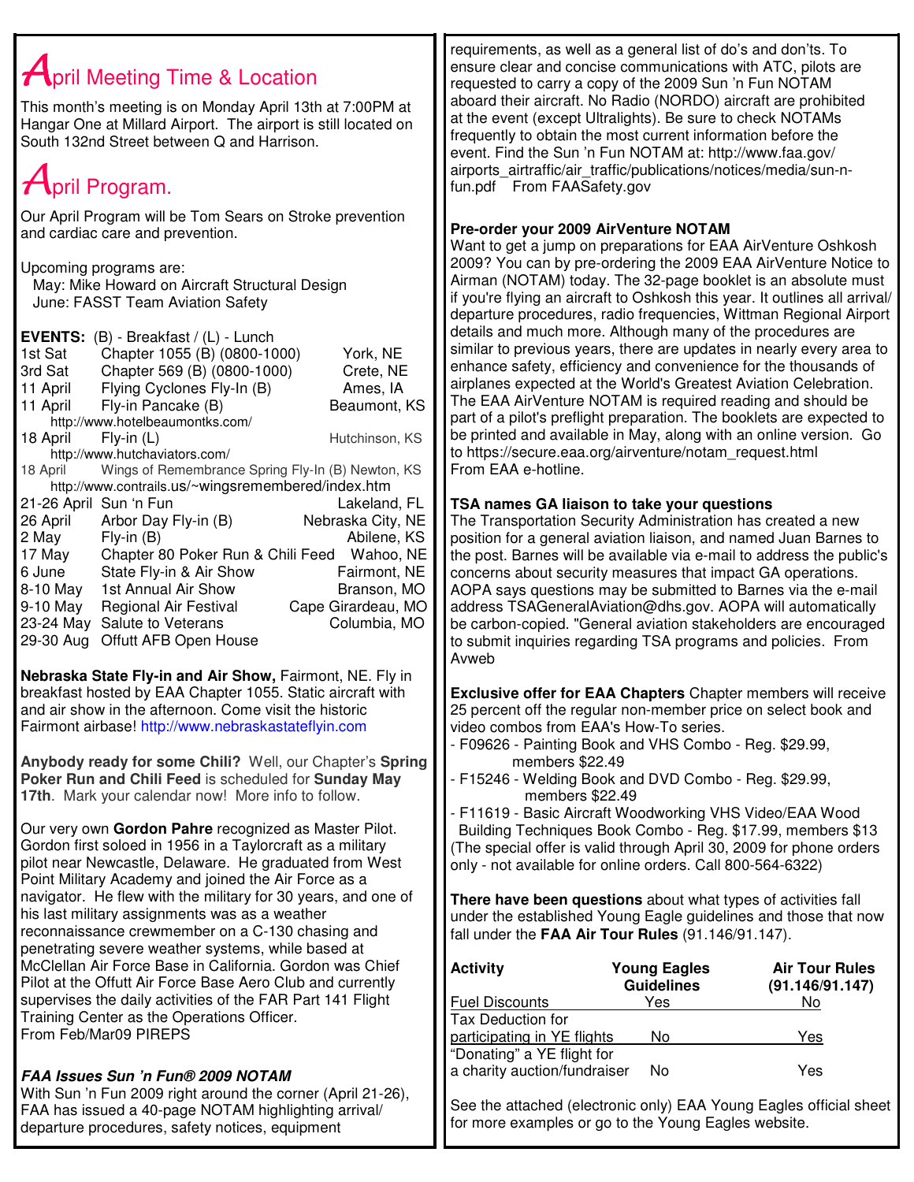## April Meeting Time & Location

This month's meeting is on Monday April 13th at 7:00PM at Hangar One at Millard Airport. The airport is still located on South 132nd Street between Q and Harrison.

## April Program.

Our April Program will be Tom Sears on Stroke prevention and cardiac care and prevention.

Upcoming programs are:
- May: Mike Howard on Aircraft Structural Design
- June: FASST Team Aviation Safety

**EVENTS:** (B) - Breakfast / (L) - Lunch

| Date | Event | Location |
|---|---|---|
| 1st Sat | Chapter 1055 (B) (0800-1000) | York, NE |
| 3rd Sat | Chapter 569 (B) (0800-1000) | Crete, NE |
| 11 April | Flying Cyclones Fly-In (B) | Ames, IA |
| 11 April | Fly-in Pancake (B) http://www.hotelbeaumontks.com/ | Beaumont, KS |
| 18 April | Fly-in (L) http://www.hutchaviators.com/ | Hutchinson, KS |
| 18 April | Wings of Remembrance Spring Fly-In (B) http://www.contrails.us/~wingsremembered/index.htm | Newton, KS |
| 21-26 April | Sun 'n Fun | Lakeland, FL |
| 26 April | Arbor Day Fly-in (B) | Nebraska City, NE |
| 2 May | Fly-in (B) | Abilene, KS |
| 17 May | Chapter 80 Poker Run & Chili Feed | Wahoo, NE |
| 6 June | State Fly-in & Air Show | Fairmont, NE |
| 8-10 May | 1st Annual Air Show | Branson, MO |
| 9-10 May | Regional Air Festival | Cape Girardeau, MO |
| 23-24 May | Salute to Veterans | Columbia, MO |
| 29-30 Aug | Offutt AFB Open House | |

**Nebraska State Fly-in and Air Show,** Fairmont, NE. Fly in breakfast hosted by EAA Chapter 1055. Static aircraft with and air show in the afternoon. Come visit the historic Fairmont airbase! http://www.nebraskastateflyin.com

**Anybody ready for some Chili?** Well, our Chapter's **Spring Poker Run and Chili Feed** is scheduled for **Sunday May 17th**. Mark your calendar now! More info to follow.

Our very own **Gordon Pahre** recognized as Master Pilot. Gordon first soloed in 1956 in a Taylorcraft as a military pilot near Newcastle, Delaware. He graduated from West Point Military Academy and joined the Air Force as a navigator. He flew with the military for 30 years, and one of his last military assignments was as a weather reconnaissance crewmember on a C-130 chasing and penetrating severe weather systems, while based at McClellan Air Force Base in California. Gordon was Chief Pilot at the Offutt Air Force Base Aero Club and currently supervises the daily activities of the FAR Part 141 Flight Training Center as the Operations Officer.
From Feb/Mar09 PIREPS

***FAA Issues Sun 'n Fun® 2009 NOTAM***
With Sun 'n Fun 2009 right around the corner (April 21-26), FAA has issued a 40-page NOTAM highlighting arrival/ departure procedures, safety notices, equipment requirements, as well as a general list of do's and don'ts. To ensure clear and concise communications with ATC, pilots are requested to carry a copy of the 2009 Sun 'n Fun NOTAM aboard their aircraft. No Radio (NORDO) aircraft are prohibited at the event (except Ultralights). Be sure to check NOTAMs frequently to obtain the most current information before the event. Find the Sun 'n Fun NOTAM at: http://www.faa.gov/ airports_airtraffic/air_traffic/publications/notices/media/sun-n-fun.pdf From FAASafety.gov

**Pre-order your 2009 AirVenture NOTAM**
Want to get a jump on preparations for EAA AirVenture Oshkosh 2009? You can by pre-ordering the 2009 EAA AirVenture Notice to Airman (NOTAM) today. The 32-page booklet is an absolute must if you're flying an aircraft to Oshkosh this year. It outlines all arrival/ departure procedures, radio frequencies, Wittman Regional Airport details and much more. Although many of the procedures are similar to previous years, there are updates in nearly every area to enhance safety, efficiency and convenience for the thousands of airplanes expected at the World's Greatest Aviation Celebration. The EAA AirVenture NOTAM is required reading and should be part of a pilot's preflight preparation. The booklets are expected to be printed and available in May, along with an online version. Go to https://secure.eaa.org/airventure/notam_request.html
From EAA e-hotline.

**TSA names GA liaison to take your questions**
The Transportation Security Administration has created a new position for a general aviation liaison, and named Juan Barnes to the post. Barnes will be available via e-mail to address the public's concerns about security measures that impact GA operations. AOPA says questions may be submitted to Barnes via the e-mail address TSAGeneralAviation@dhs.gov. AOPA will automatically be carbon-copied. "General aviation stakeholders are encouraged to submit inquiries regarding TSA programs and policies. From Avweb

**Exclusive offer for EAA Chapters** Chapter members will receive 25 percent off the regular non-member price on select book and video combos from EAA's How-To series.
- F09626 - Painting Book and VHS Combo - Reg. $29.99, members $22.49
- F15246 - Welding Book and DVD Combo - Reg. $29.99, members $22.49
- F11619 - Basic Aircraft Woodworking VHS Video/EAA Wood Building Techniques Book Combo - Reg. $17.99, members $13

(The special offer is valid through April 30, 2009 for phone orders only - not available for online orders. Call 800-564-6322)

**There have been questions** about what types of activities fall under the established Young Eagle guidelines and those that now fall under the **FAA Air Tour Rules** (91.146/91.147).

| Activity | Young Eagles Guidelines | Air Tour Rules (91.146/91.147) |
|---|---|---|
| Fuel Discounts | Yes | No |
| Tax Deduction for participating in YE flights | No | Yes |
| "Donating" a YE flight for a charity auction/fundraiser | No | Yes |

See the attached (electronic only) EAA Young Eagles official sheet for more examples or go to the Young Eagles website.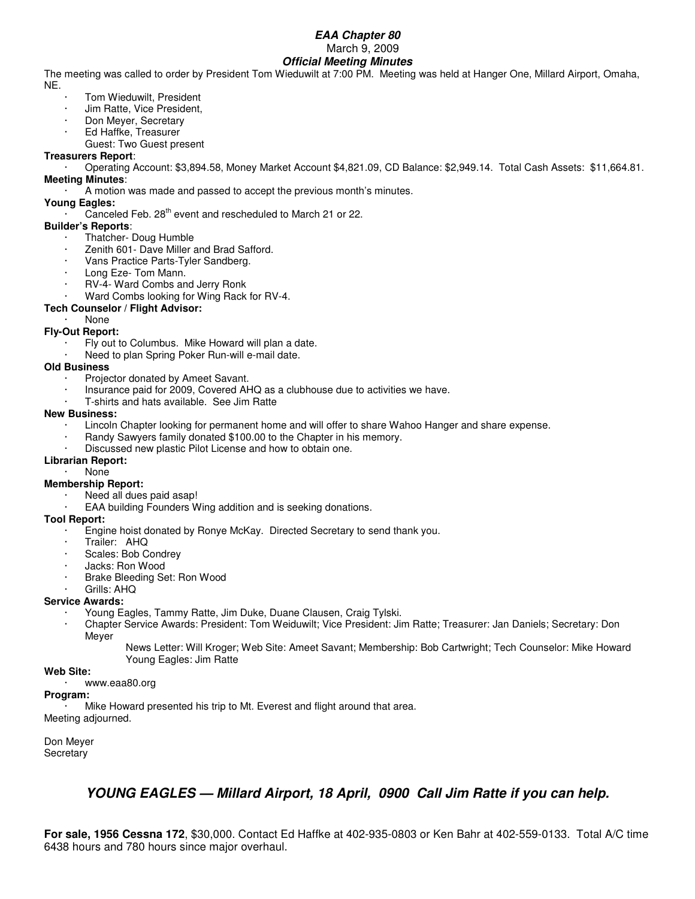***EAA Chapter 80***

March 9, 2009

***Official Meeting Minutes***

The meeting was called to order by President Tom Wieduwilt at 7:00 PM. Meeting was held at Hanger One, Millard Airport, Omaha, NE.

- Tom Wieduwilt, President
- Jim Ratte, Vice President,
- Don Meyer, Secretary
- Ed Haffke, Treasurer

Guest: Two Guest present

**Treasurers Report**:

- Operating Account: $3,894.58, Money Market Account $4,821.09, CD Balance: $2,949.14. Total Cash Assets: $11,664.81.

**Meeting Minutes**:

- A motion was made and passed to accept the previous month's minutes.

**Young Eagles:**

- Canceled Feb. 28th event and rescheduled to March 21 or 22.

**Builder's Reports**:

- Thatcher- Doug Humble
- Zenith 601- Dave Miller and Brad Safford.
- Vans Practice Parts-Tyler Sandberg.
- Long Eze- Tom Mann.
- RV-4- Ward Combs and Jerry Ronk
- Ward Combs looking for Wing Rack for RV-4.

**Tech Counselor / Flight Advisor:**

- None

**Fly-Out Report:**

- Fly out to Columbus. Mike Howard will plan a date.
- Need to plan Spring Poker Run-will e-mail date.

**Old Business**

- Projector donated by Ameet Savant.
- Insurance paid for 2009, Covered AHQ as a clubhouse due to activities we have.
- T-shirts and hats available. See Jim Ratte

**New Business:**

- Lincoln Chapter looking for permanent home and will offer to share Wahoo Hanger and share expense.
- Randy Sawyers family donated $100.00 to the Chapter in his memory.
- Discussed new plastic Pilot License and how to obtain one.

**Librarian Report:**

- None

**Membership Report:**

- Need all dues paid asap!
- EAA building Founders Wing addition and is seeking donations.

**Tool Report:**

- Engine hoist donated by Ronye McKay. Directed Secretary to send thank you.
- Trailer: AHQ
- Scales: Bob Condrey
- Jacks: Ron Wood
- Brake Bleeding Set: Ron Wood
- Grills: AHQ

**Service Awards:**

- Young Eagles, Tammy Ratte, Jim Duke, Duane Clausen, Craig Tylski.
- Chapter Service Awards: President: Tom Weiduwilt; Vice President: Jim Ratte; Treasurer: Jan Daniels; Secretary: Don Meyer

  News Letter: Will Kroger; Web Site: Ameet Savant; Membership: Bob Cartwright; Tech Counselor: Mike Howard Young Eagles: Jim Ratte

**Web Site:**

- www.eaa80.org

**Program:**

- Mike Howard presented his trip to Mt. Everest and flight around that area.

Meeting adjourned.

Don Meyer
Secretary

## ***YOUNG EAGLES — Millard Airport, 18 April, 0900 Call Jim Ratte if you can help.***

**For sale, 1956 Cessna 172**, $30,000. Contact Ed Haffke at 402-935-0803 or Ken Bahr at 402-559-0133. Total A/C time 6438 hours and 780 hours since major overhaul.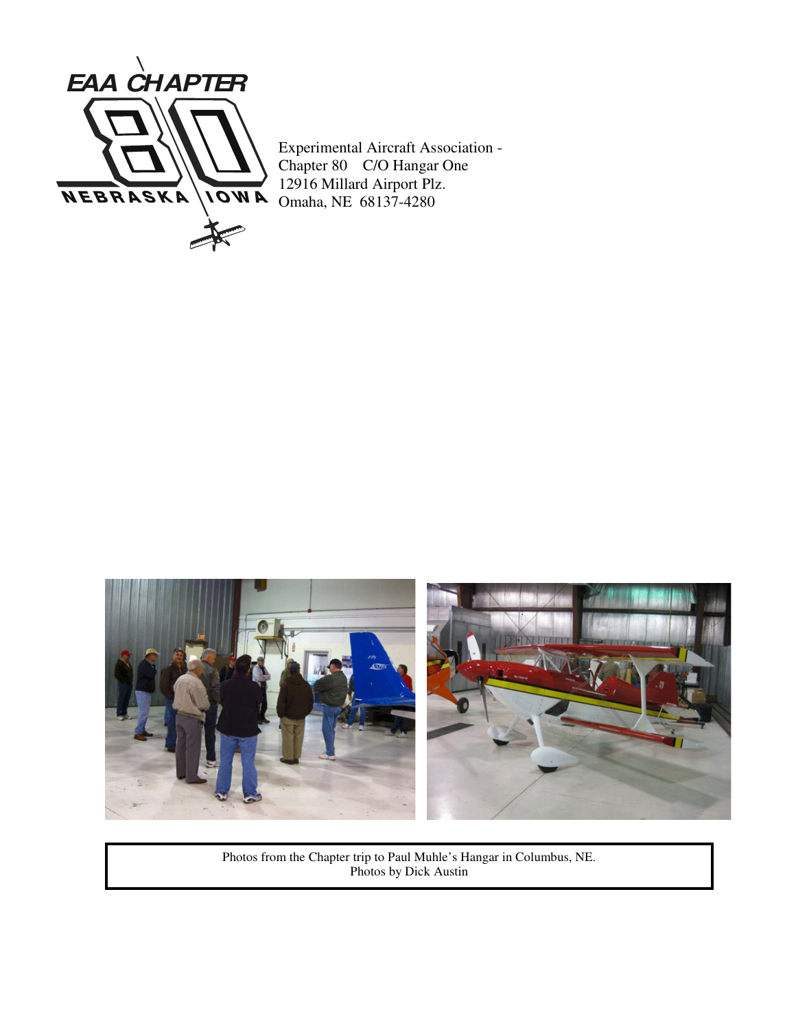Experimental Aircraft Association -
Chapter 80 C/O Hangar One
12916 Millard Airport Plz.
Omaha, NE 68137-4280

Photos from the Chapter trip to Paul Muhle's Hangar in Columbus, NE.
Photos by Dick Austin